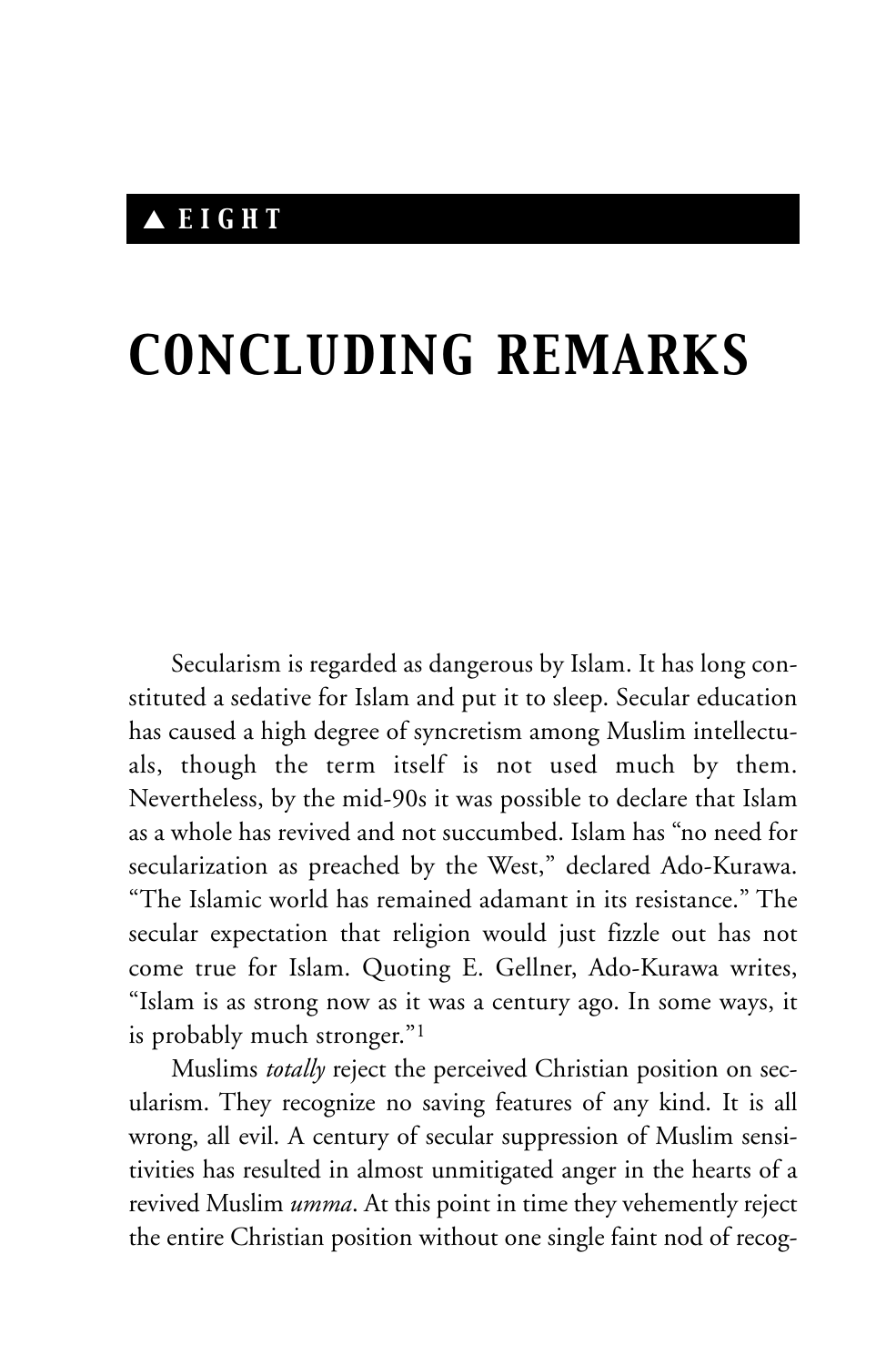▲ EIGHT

# CONCLUDING REMARKS

Secularism is regarded as dangerous by Islam. It has long constituted a sedative for Islam and put it to sleep. Secular education has caused a high degree of syncretism among Muslim intellectuals, though the term itself is not used much by them. Nevertheless, by the mid-90s it was possible to declare that Islam as a whole has revived and not succumbed. Islam has "no need for secularization as preached by the West," declared Ado-Kurawa. "The Islamic world has remained adamant in its resistance." The secular expectation that religion would just fizzle out has not come true for Islam. Quoting E. Gellner, Ado-Kurawa writes, "Islam is as strong now as it was a century ago. In some ways, it is probably much stronger."[1]

Muslims *totally* reject the perceived Christian position on secularism. They recognize no saving features of any kind. It is all wrong, all evil. A century of secular suppression of Muslim sensitivities has resulted in almost unmitigated anger in the hearts of a revived Muslim *umma*. At this point in time they vehemently reject the entire Christian position without one single faint nod of recog-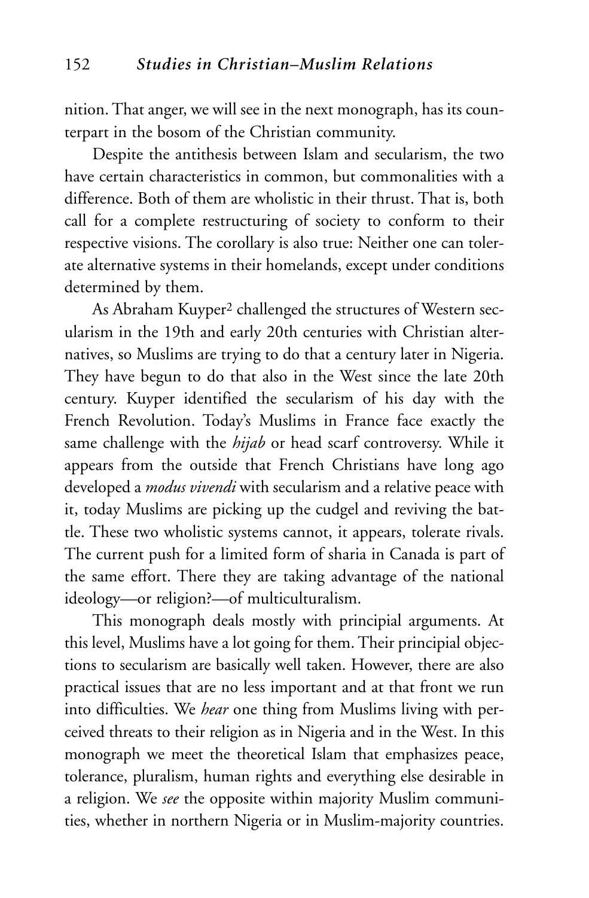nition. That anger, we will see in the next monograph, has its counterpart in the bosom of the Christian community.

Despite the antithesis between Islam and secularism, the two have certain characteristics in common, but commonalities with a difference. Both of them are wholistic in their thrust. That is, both call for a complete restructuring of society to conform to their respective visions. The corollary is also true: Neither one can tolerate alternative systems in their homelands, except under conditions determined by them.

As Abraham Kuyper[2] challenged the structures of Western secularism in the 19th and early 20th centuries with Christian alternatives, so Muslims are trying to do that a century later in Nigeria. They have begun to do that also in the West since the late 20th century. Kuyper identified the secularism of his day with the French Revolution. Today's Muslims in France face exactly the same challenge with the *hijab* or head scarf controversy. While it appears from the outside that French Christians have long ago developed a *modus vivendi* with secularism and a relative peace with it, today Muslims are picking up the cudgel and reviving the battle. These two wholistic systems cannot, it appears, tolerate rivals. The current push for a limited form of sharia in Canada is part of the same effort. There they are taking advantage of the national ideology—or religion?—of multiculturalism.

This monograph deals mostly with principial arguments. At this level, Muslims have a lot going for them. Their principial objections to secularism are basically well taken. However, there are also practical issues that are no less important and at that front we run into difficulties. We *hear* one thing from Muslims living with perceived threats to their religion as in Nigeria and in the West. In this monograph we meet the theoretical Islam that emphasizes peace, tolerance, pluralism, human rights and everything else desirable in a religion. We *see* the opposite within majority Muslim communities, whether in northern Nigeria or in Muslim-majority countries.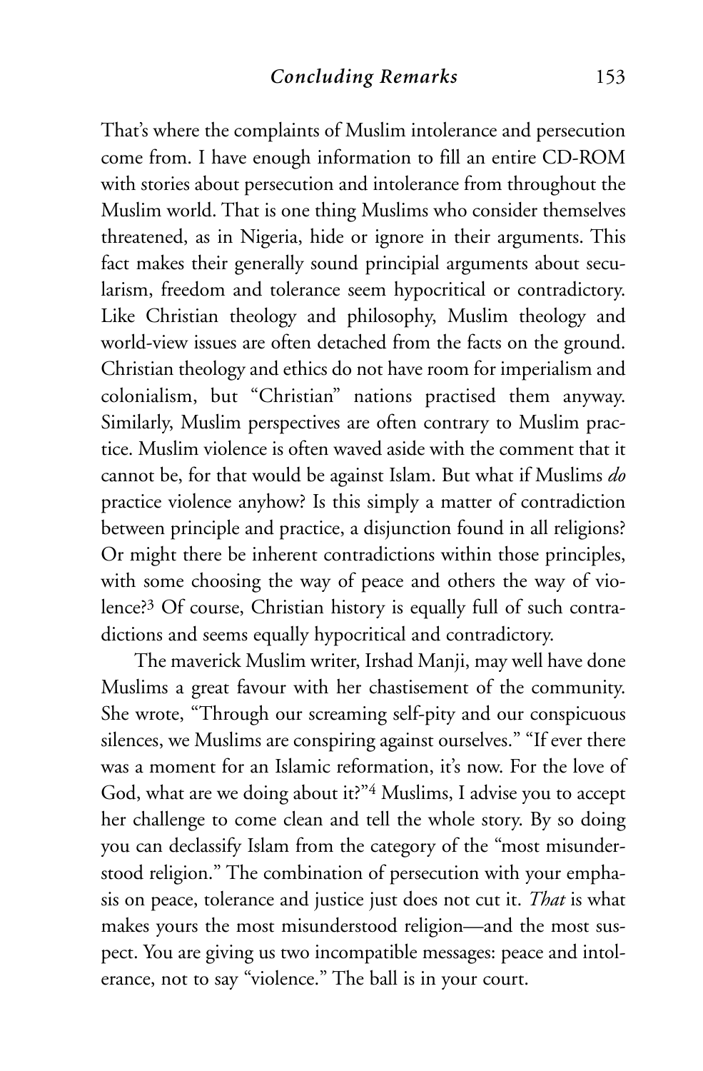That's where the complaints of Muslim intolerance and persecution come from. I have enough information to fill an entire CD-ROM with stories about persecution and intolerance from throughout the Muslim world. That is one thing Muslims who consider themselves threatened, as in Nigeria, hide or ignore in their arguments. This fact makes their generally sound principial arguments about secularism, freedom and tolerance seem hypocritical or contradictory. Like Christian theology and philosophy, Muslim theology and world-view issues are often detached from the facts on the ground. Christian theology and ethics do not have room for imperialism and colonialism, but "Christian" nations practised them anyway. Similarly, Muslim perspectives are often contrary to Muslim practice. Muslim violence is often waved aside with the comment that it cannot be, for that would be against Islam. But what if Muslims *do* practice violence anyhow? Is this simply a matter of contradiction between principle and practice, a disjunction found in all religions? Or might there be inherent contradictions within those principles, with some choosing the way of peace and others the way of violence?[3] Of course, Christian history is equally full of such contradictions and seems equally hypocritical and contradictory.

The maverick Muslim writer, Irshad Manji, may well have done Muslims a great favour with her chastisement of the community. She wrote, "Through our screaming self-pity and our conspicuous silences, we Muslims are conspiring against ourselves." "If ever there was a moment for an Islamic reformation, it's now. For the love of God, what are we doing about it?"[4] Muslims, I advise you to accept her challenge to come clean and tell the whole story. By so doing you can declassify Islam from the category of the "most misunderstood religion." The combination of persecution with your emphasis on peace, tolerance and justice just does not cut it. *That* is what makes yours the most misunderstood religion—and the most suspect. You are giving us two incompatible messages: peace and intolerance, not to say "violence." The ball is in your court.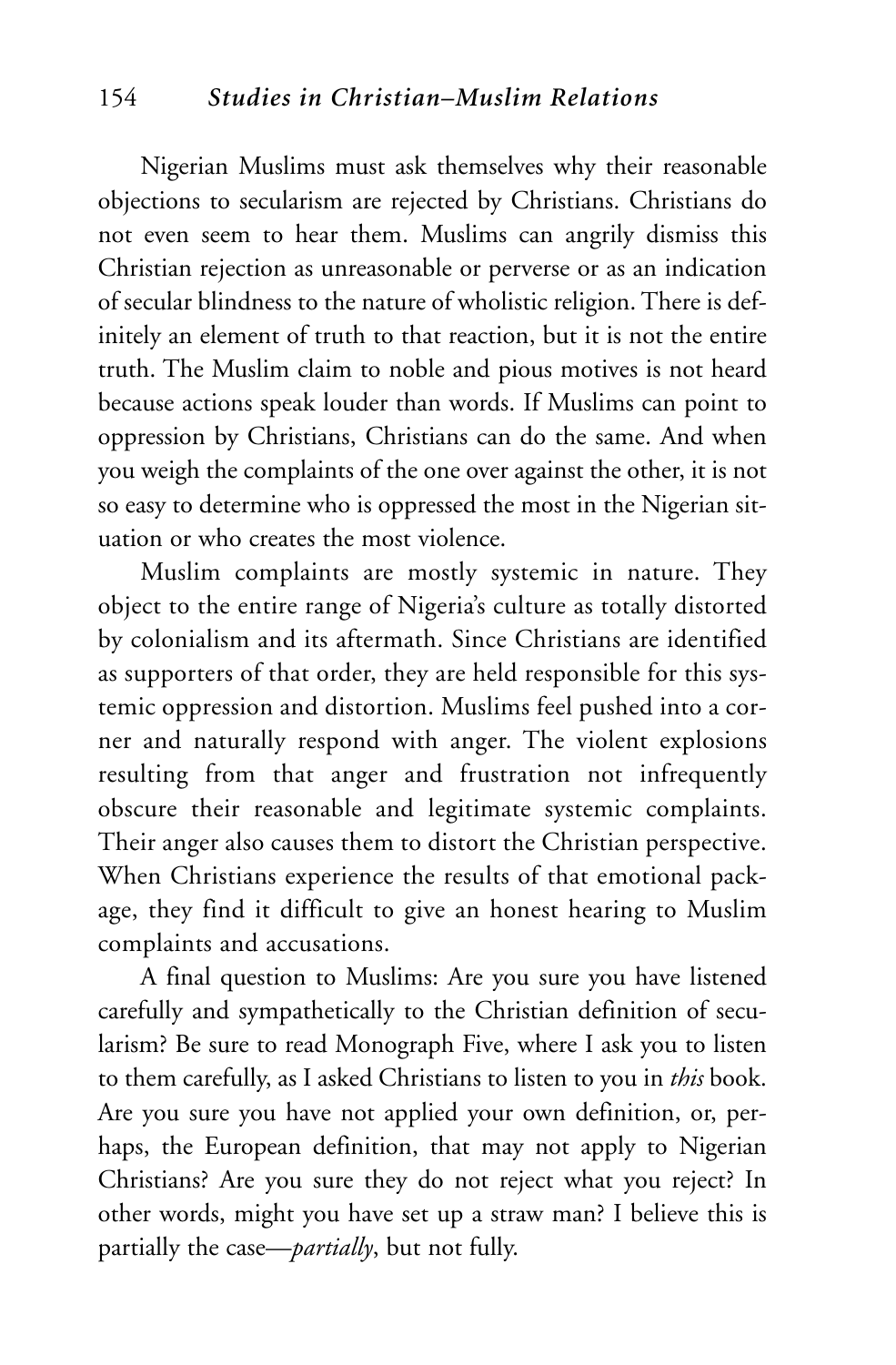Nigerian Muslims must ask themselves why their reasonable objections to secularism are rejected by Christians. Christians do not even seem to hear them. Muslims can angrily dismiss this Christian rejection as unreasonable or perverse or as an indication of secular blindness to the nature of wholistic religion. There is definitely an element of truth to that reaction, but it is not the entire truth. The Muslim claim to noble and pious motives is not heard because actions speak louder than words. If Muslims can point to oppression by Christians, Christians can do the same. And when you weigh the complaints of the one over against the other, it is not so easy to determine who is oppressed the most in the Nigerian situation or who creates the most violence.

Muslim complaints are mostly systemic in nature. They object to the entire range of Nigeria's culture as totally distorted by colonialism and its aftermath. Since Christians are identified as supporters of that order, they are held responsible for this systemic oppression and distortion. Muslims feel pushed into a corner and naturally respond with anger. The violent explosions resulting from that anger and frustration not infrequently obscure their reasonable and legitimate systemic complaints. Their anger also causes them to distort the Christian perspective. When Christians experience the results of that emotional package, they find it difficult to give an honest hearing to Muslim complaints and accusations.

A final question to Muslims: Are you sure you have listened carefully and sympathetically to the Christian definition of secularism? Be sure to read Monograph Five, where I ask you to listen to them carefully, as I asked Christians to listen to you in *this* book. Are you sure you have not applied your own definition, or, perhaps, the European definition, that may not apply to Nigerian Christians? Are you sure they do not reject what you reject? In other words, might you have set up a straw man? I believe this is partially the case—*partially*, but not fully.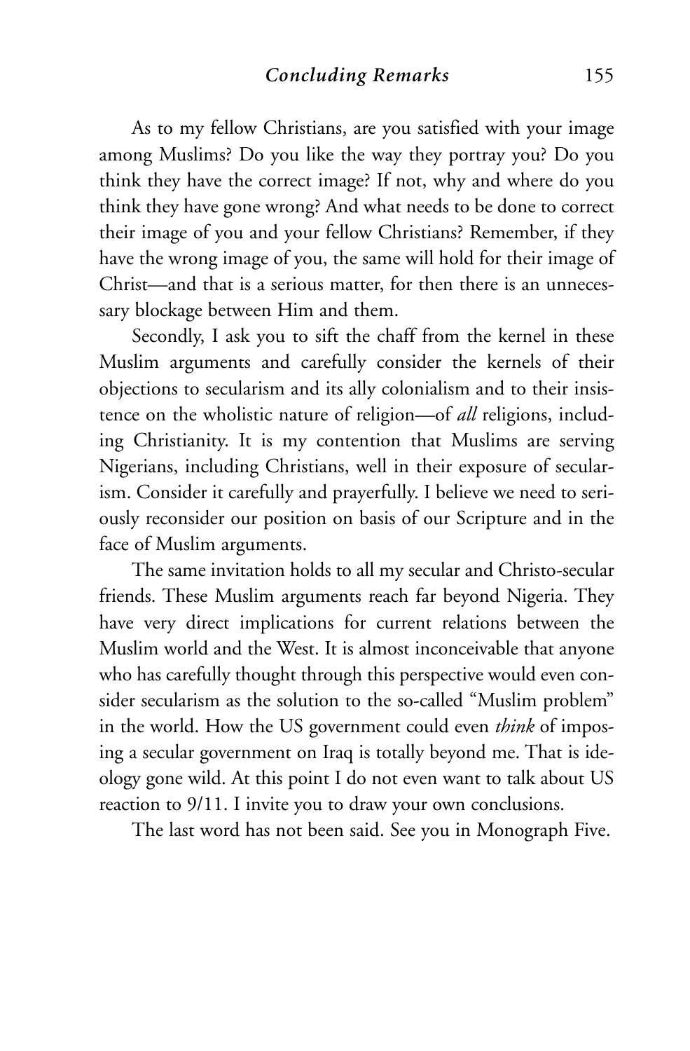As to my fellow Christians, are you satisfied with your image among Muslims? Do you like the way they portray you? Do you think they have the correct image? If not, why and where do you think they have gone wrong? And what needs to be done to correct their image of you and your fellow Christians? Remember, if they have the wrong image of you, the same will hold for their image of Christ—and that is a serious matter, for then there is an unnecessary blockage between Him and them.

Secondly, I ask you to sift the chaff from the kernel in these Muslim arguments and carefully consider the kernels of their objections to secularism and its ally colonialism and to their insistence on the wholistic nature of religion—of *all* religions, including Christianity. It is my contention that Muslims are serving Nigerians, including Christians, well in their exposure of secularism. Consider it carefully and prayerfully. I believe we need to seriously reconsider our position on basis of our Scripture and in the face of Muslim arguments.

The same invitation holds to all my secular and Christo-secular friends. These Muslim arguments reach far beyond Nigeria. They have very direct implications for current relations between the Muslim world and the West. It is almost inconceivable that anyone who has carefully thought through this perspective would even consider secularism as the solution to the so-called "Muslim problem" in the world. How the US government could even *think* of imposing a secular government on Iraq is totally beyond me. That is ideology gone wild. At this point I do not even want to talk about US reaction to 9/11. I invite you to draw your own conclusions.

The last word has not been said. See you in Monograph Five.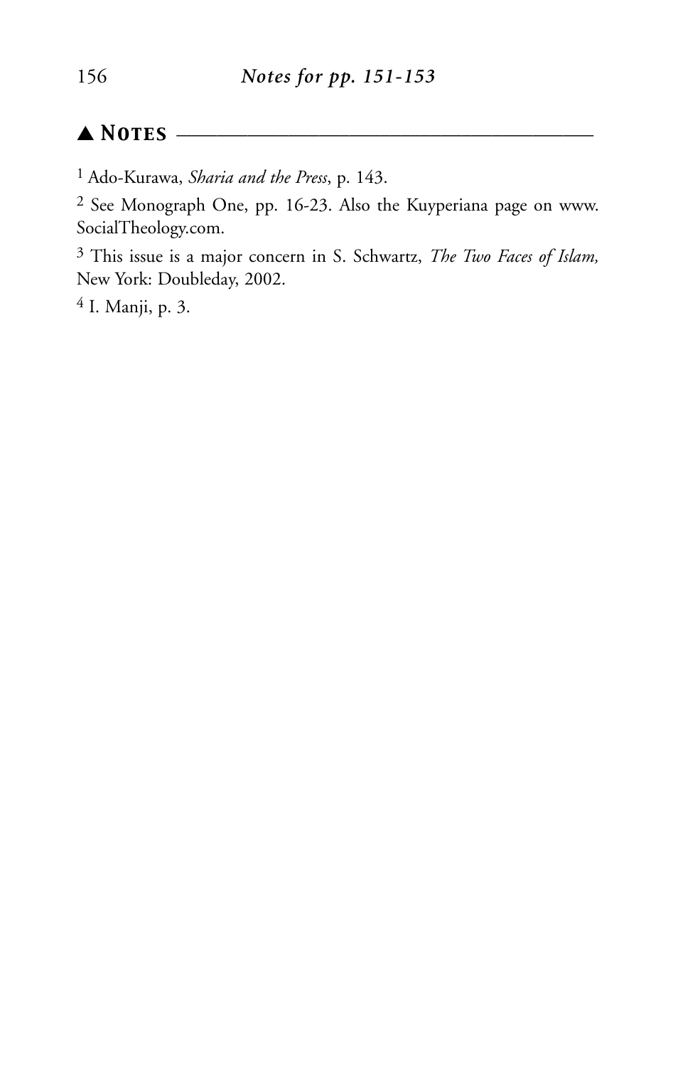## ▲ Notes

[1] Ado-Kurawa, *Sharia and the Press*, p. 143.

[2] See Monograph One, pp. 16-23. Also the Kuyperiana page on www.SocialTheology.com.

[3] This issue is a major concern in S. Schwartz, *The Two Faces of Islam,* New York: Doubleday, 2002.

[4] I. Manji, p. 3.